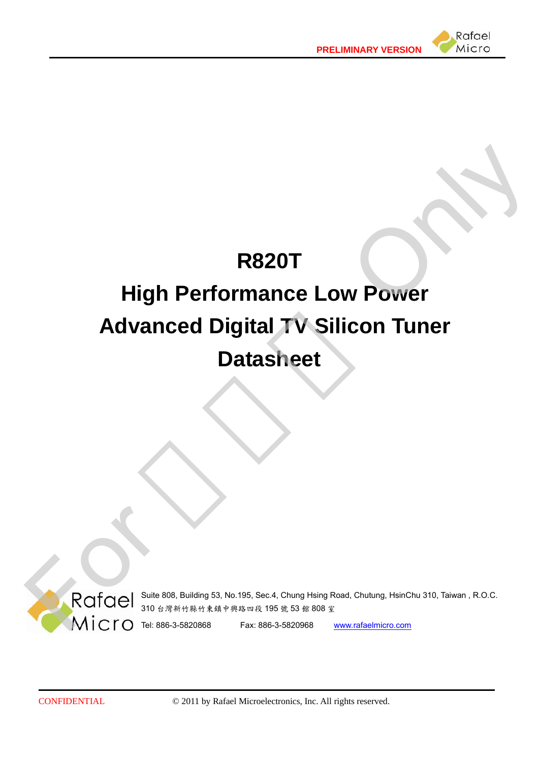PRELIMINARY VERSION

# R820T

# High Performance Low Power Advanced Digital TV Silicon Tuner

# Datasheet

Suite 808, Building 53, No.195, Sec.4, Chung Hsing Road, Chutung, HsinChu 310, Taiwan , R.O.C.

310 台灣新竹縣竹東鎮中興路四段 195 號 53 館 808 室

Tel: 886-3-5820868 Fax: 886-3-5820968 www.rafaelmicro.com

CONFIDENTIAL © 2011 by Rafael Microelectronics, Inc. All rights reserved.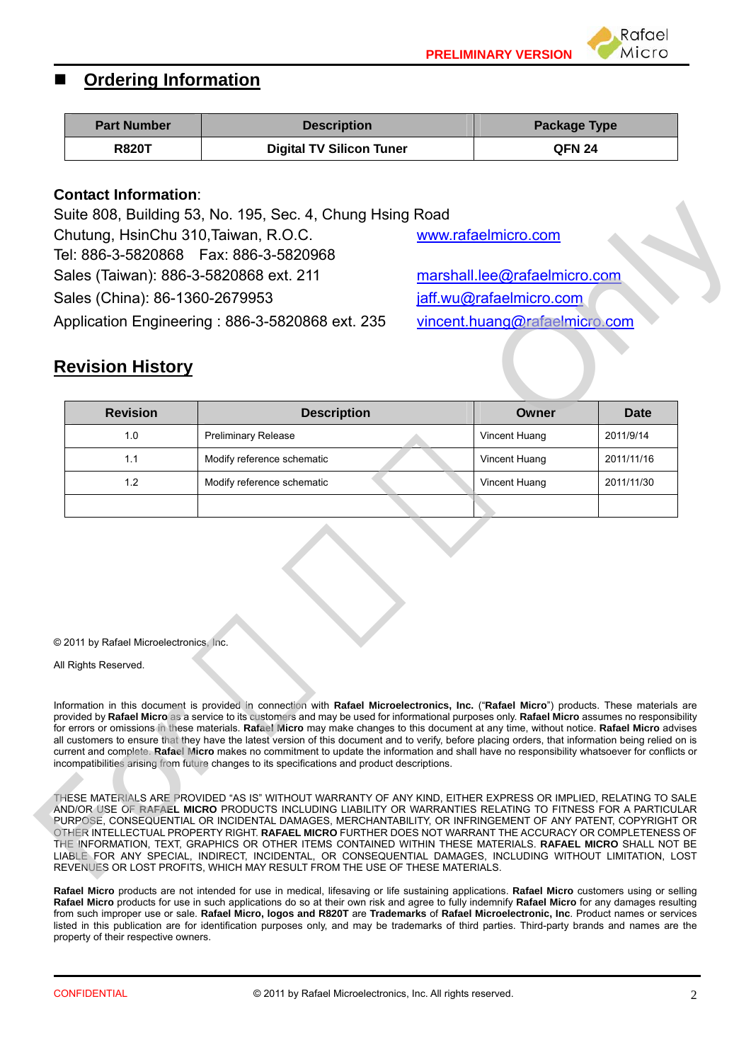## Ordering Information

| Part Number | Description | Package Type |
|---|---|---|
| **R820T** | **Digital TV Silicon Tuner** | **QFN 24** |

**Contact Information**:

Suite 808, Building 53, No. 195, Sec. 4, Chung Hsing Road
Chutung, HsinChu 310,Taiwan, R.O.C. www.rafaelmicro.com
Tel: 886-3-5820868 Fax: 886-3-5820968
Sales (Taiwan): 886-3-5820868 ext. 211 marshall.lee@rafaelmicro.com
Sales (China): 86-1360-2679953 jaff.wu@rafaelmicro.com
Application Engineering : 886-3-5820868 ext. 235 vincent.huang@rafaelmicro.com

## Revision History

| Revision | Description | Owner | Date |
|---|---|---|---|
| 1.0 | Preliminary Release | Vincent Huang | 2011/9/14 |
| 1.1 | Modify reference schematic | Vincent Huang | 2011/11/16 |
| 1.2 | Modify reference schematic | Vincent Huang | 2011/11/30 |
| | | | |

© 2011 by Rafael Microelectronics, Inc.

All Rights Reserved.

Information in this document is provided in connection with **Rafael Microelectronics, Inc.** ("**Rafael Micro**") products. These materials are provided by **Rafael Micro** as a service to its customers and may be used for informational purposes only. **Rafael Micro** assumes no responsibility for errors or omissions in these materials. **Rafael Micro** may make changes to this document at any time, without notice. **Rafael Micro** advises all customers to ensure that they have the latest version of this document and to verify, before placing orders, that information being relied on is current and complete. **Rafael Micro** makes no commitment to update the information and shall have no responsibility whatsoever for conflicts or incompatibilities arising from future changes to its specifications and product descriptions.

THESE MATERIALS ARE PROVIDED "AS IS" WITHOUT WARRANTY OF ANY KIND, EITHER EXPRESS OR IMPLIED, RELATING TO SALE AND/OR USE OF **RAFAEL MICRO** PRODUCTS INCLUDING LIABILITY OR WARRANTIES RELATING TO FITNESS FOR A PARTICULAR PURPOSE, CONSEQUENTIAL OR INCIDENTAL DAMAGES, MERCHANTABILITY, OR INFRINGEMENT OF ANY PATENT, COPYRIGHT OR OTHER INTELLECTUAL PROPERTY RIGHT. **RAFAEL MICRO** FURTHER DOES NOT WARRANT THE ACCURACY OR COMPLETENESS OF THE INFORMATION, TEXT, GRAPHICS OR OTHER ITEMS CONTAINED WITHIN THESE MATERIALS. **RAFAEL MICRO** SHALL NOT BE LIABLE FOR ANY SPECIAL, INDIRECT, INCIDENTAL, OR CONSEQUENTIAL DAMAGES, INCLUDING WITHOUT LIMITATION, LOST REVENUES OR LOST PROFITS, WHICH MAY RESULT FROM THE USE OF THESE MATERIALS.

**Rafael Micro** products are not intended for use in medical, lifesaving or life sustaining applications. **Rafael Micro** customers using or selling **Rafael Micro** products for use in such applications do so at their own risk and agree to fully indemnify **Rafael Micro** for any damages resulting from such improper use or sale. **Rafael Micro, logos and R820T** are **Trademarks** of **Rafael Microelectronic, Inc**. Product names or services listed in this publication are for identification purposes only, and may be trademarks of third parties. Third-party brands and names are the property of their respective owners.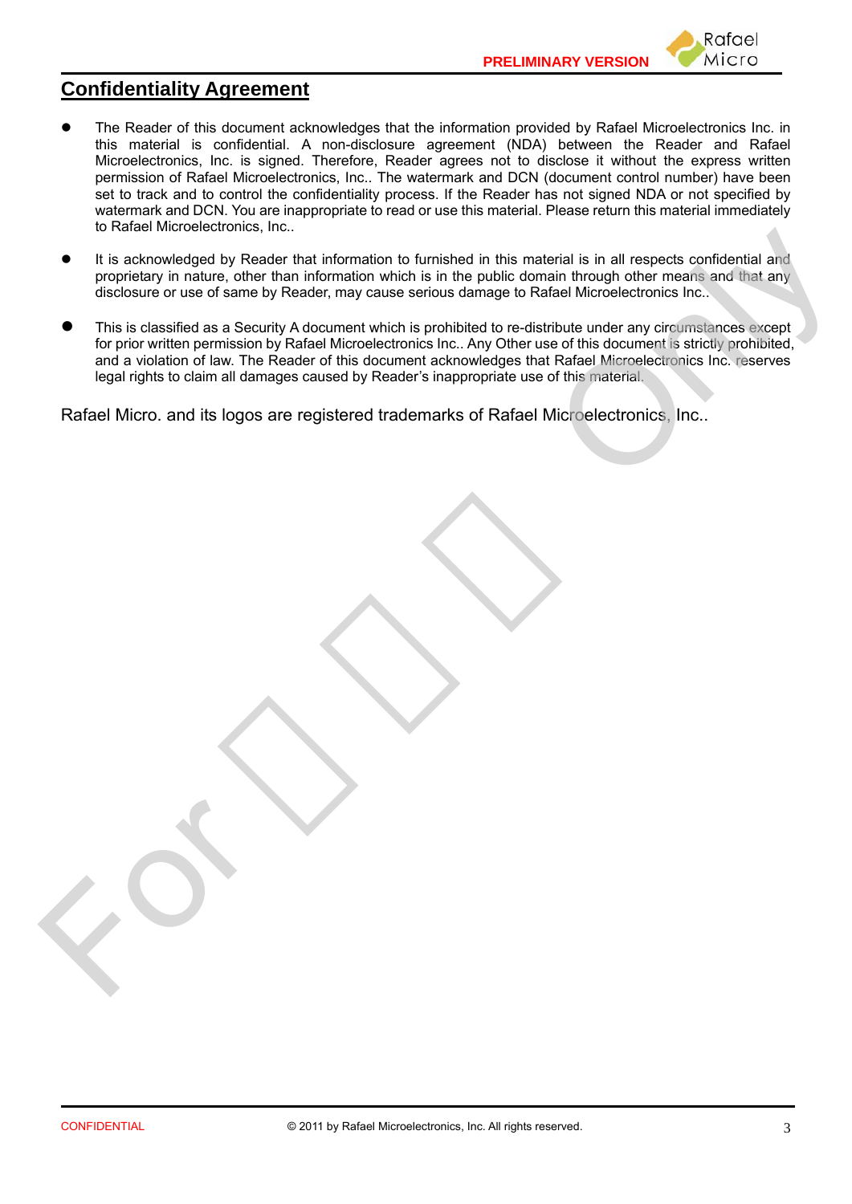## Confidentiality Agreement

- The Reader of this document acknowledges that the information provided by Rafael Microelectronics Inc. in this material is confidential. A non-disclosure agreement (NDA) between the Reader and Rafael Microelectronics, Inc. is signed. Therefore, Reader agrees not to disclose it without the express written permission of Rafael Microelectronics, Inc.. The watermark and DCN (document control number) have been set to track and to control the confidentiality process. If the Reader has not signed NDA or not specified by watermark and DCN. You are inappropriate to read or use this material. Please return this material immediately to Rafael Microelectronics, Inc..

- It is acknowledged by Reader that information to furnished in this material is in all respects confidential and proprietary in nature, other than information which is in the public domain through other means and that any disclosure or use of same by Reader, may cause serious damage to Rafael Microelectronics Inc..

- This is classified as a Security A document which is prohibited to re-distribute under any circumstances except for prior written permission by Rafael Microelectronics Inc.. Any Other use of this document is strictly prohibited, and a violation of law. The Reader of this document acknowledges that Rafael Microelectronics Inc. reserves legal rights to claim all damages caused by Reader's inappropriate use of this material.

Rafael Micro. and its logos are registered trademarks of Rafael Microelectronics, Inc..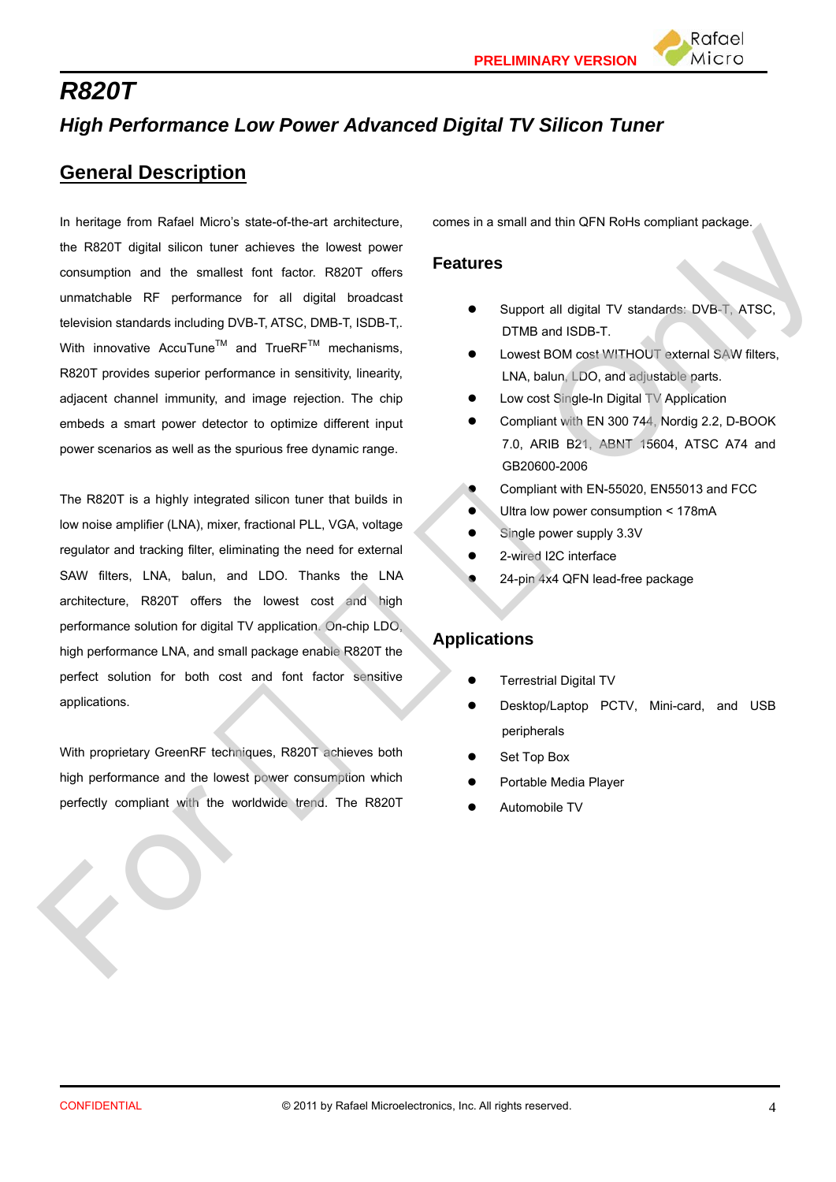# R820T

## High Performance Low Power Advanced Digital TV Silicon Tuner

## General Description

In heritage from Rafael Micro's state-of-the-art architecture, the R820T digital silicon tuner achieves the lowest power consumption and the smallest font factor. R820T offers unmatchable RF performance for all digital broadcast television standards including DVB-T, ATSC, DMB-T, ISDB-T,. With innovative AccuTune™ and TrueRF™ mechanisms, R820T provides superior performance in sensitivity, linearity, adjacent channel immunity, and image rejection. The chip embeds a smart power detector to optimize different input power scenarios as well as the spurious free dynamic range.

The R820T is a highly integrated silicon tuner that builds in low noise amplifier (LNA), mixer, fractional PLL, VGA, voltage regulator and tracking filter, eliminating the need for external SAW filters, LNA, balun, and LDO. Thanks the LNA architecture, R820T offers the lowest cost and high performance solution for digital TV application. On-chip LDO, high performance LNA, and small package enable R820T the perfect solution for both cost and font factor sensitive applications.

With proprietary GreenRF techniques, R820T achieves both high performance and the lowest power consumption which perfectly compliant with the worldwide trend. The R820T comes in a small and thin QFN RoHs compliant package.

## Features

- Support all digital TV standards: DVB-T, ATSC, DTMB and ISDB-T.
- Lowest BOM cost WITHOUT external SAW filters, LNA, balun, LDO, and adjustable parts.
- Low cost Single-In Digital TV Application
- Compliant with EN 300 744, Nordig 2.2, D-BOOK 7.0, ARIB B21, ABNT 15604, ATSC A74 and GB20600-2006
- Compliant with EN-55020, EN55013 and FCC
- Ultra low power consumption < 178mA
- Single power supply 3.3V
- 2-wired I2C interface
- 24-pin 4x4 QFN lead-free package

## Applications

- Terrestrial Digital TV
- Desktop/Laptop PCTV, Mini-card, and USB peripherals
- Set Top Box
- Portable Media Player
- Automobile TV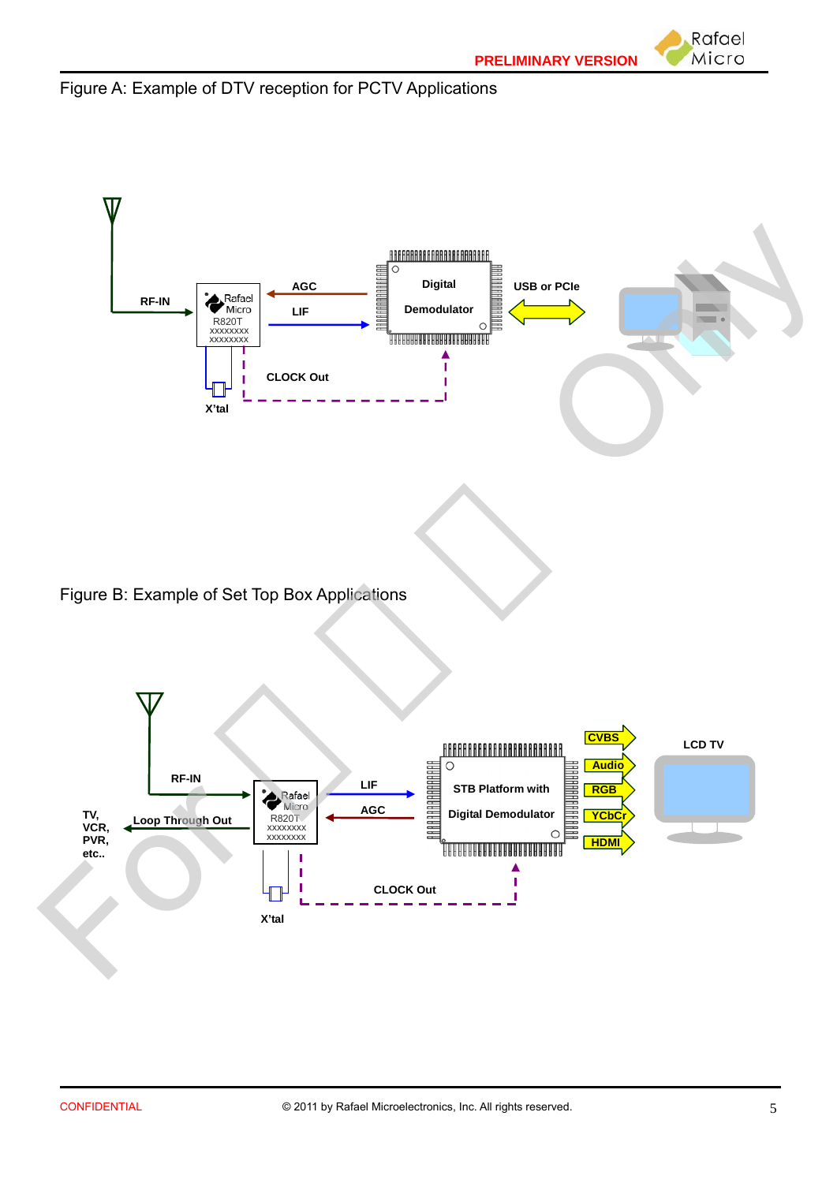Figure A: Example of DTV reception for PCTV Applications

Figure B: Example of Set Top Box Applications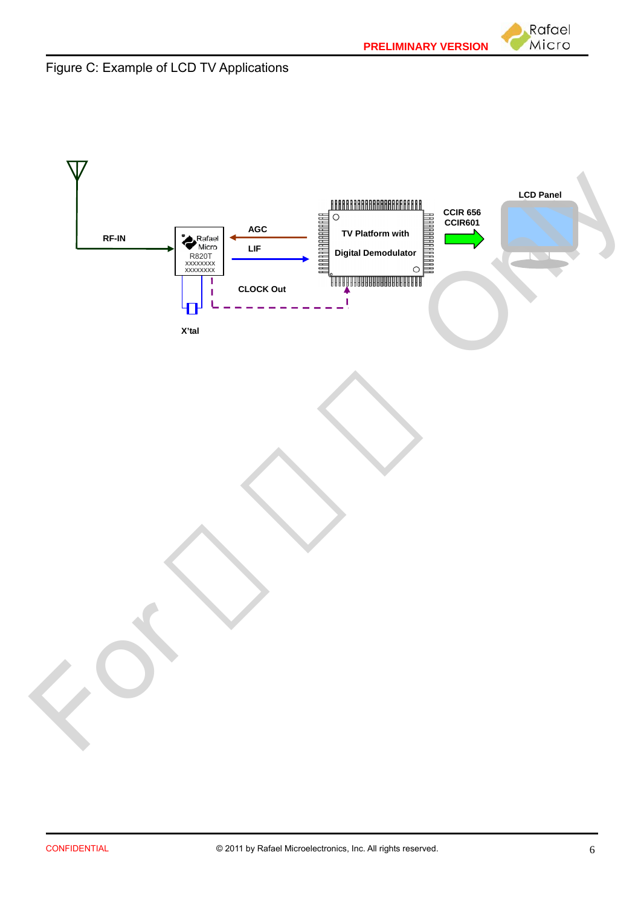Figure C: Example of LCD TV Applications

RF-IN

AGC

LIF

CLOCK Out

X'tal

TV Platform with

Digital Demodulator

CCIR 656
CCIR601

LCD Panel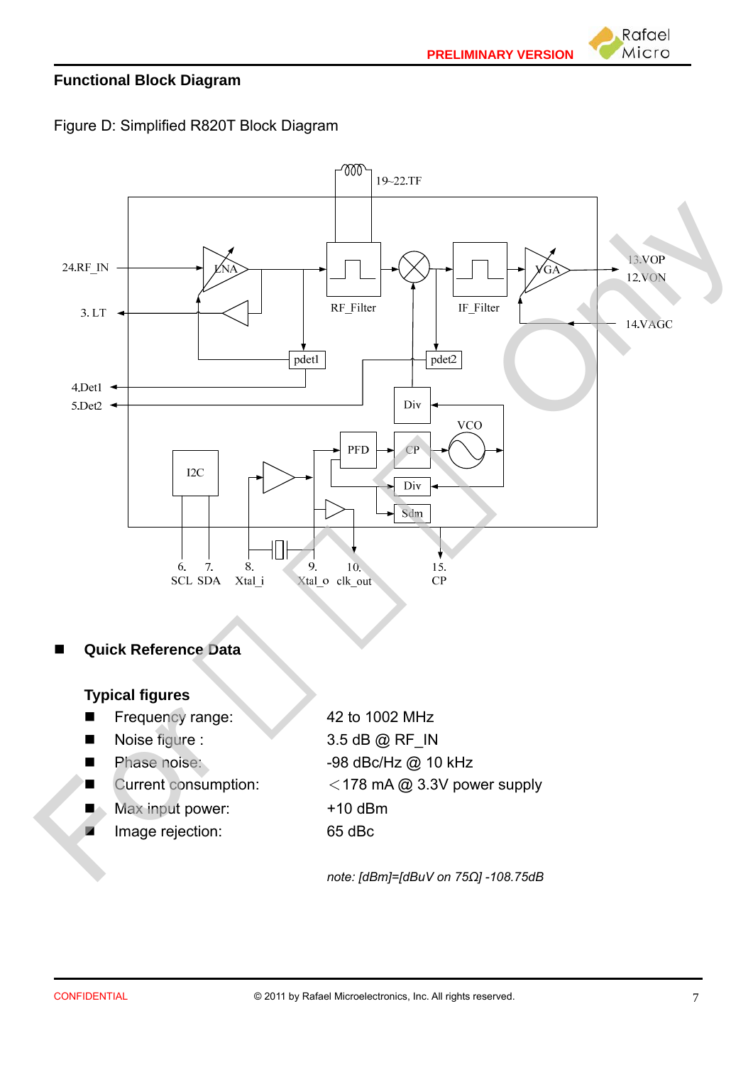## Functional Block Diagram

Figure D: Simplified R820T Block Diagram

## Quick Reference Data

### Typical figures

- Frequency range: 42 to 1002 MHz
- Noise figure : 3.5 dB @ RF_IN
- Phase noise: -98 dBc/Hz @ 10 kHz
- Current consumption: ＜178 mA @ 3.3V power supply
- Max input power: +10 dBm
- Image rejection: 65 dBc

*note: [dBm]=[dBuV on 75Ω] -108.75dB*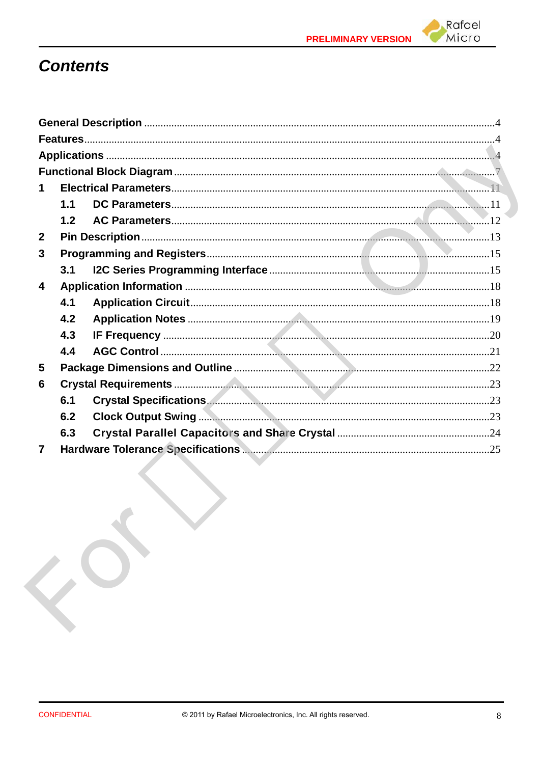# Contents

- General Description .......... 4
- Features .......... 4
- Applications .......... 4
- Functional Block Diagram .......... 7
- 1 Electrical Parameters .......... 11
  - 1.1 DC Parameters .......... 11
  - 1.2 AC Parameters .......... 12
- 2 Pin Description .......... 13
- 3 Programming and Registers .......... 15
  - 3.1 I2C Series Programming Interface .......... 15
- 4 Application Information .......... 18
  - 4.1 Application Circuit .......... 18
  - 4.2 Application Notes .......... 19
  - 4.3 IF Frequency .......... 20
  - 4.4 AGC Control .......... 21
- 5 Package Dimensions and Outline .......... 22
- 6 Crystal Requirements .......... 23
  - 6.1 Crystal Specifications .......... 23
  - 6.2 Clock Output Swing .......... 23
  - 6.3 Crystal Parallel Capacitors and Share Crystal .......... 24
- 7 Hardware Tolerance Specifications .......... 25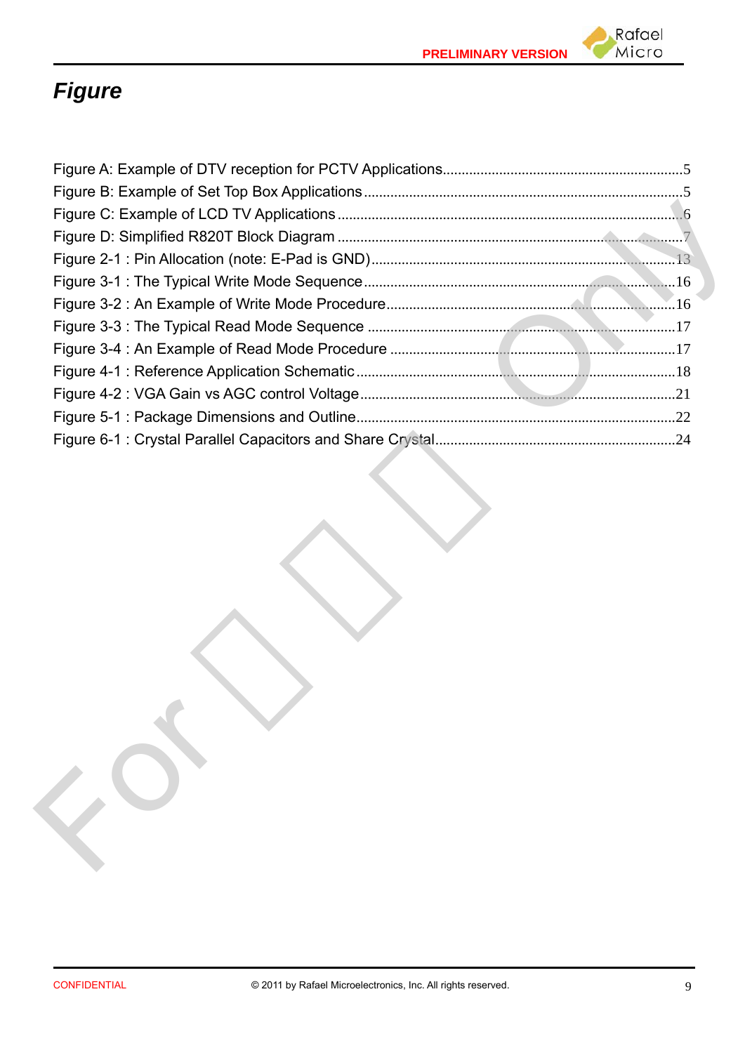# *Figure*

Figure A: Example of DTV reception for PCTV Applications................................................................5
Figure B: Example of Set Top Box Applications.....................................................................................5
Figure C: Example of LCD TV Applications...........................................................................................6
Figure D: Simplified R820T Block Diagram...........................................................................................7
Figure 2-1 : Pin Allocation (note: E-Pad is GND)...................................................................................13
Figure 3-1 : The Typical Write Mode Sequence.....................................................................................16
Figure 3-2 : An Example of Write Mode Procedure...............................................................................16
Figure 3-3 : The Typical Read Mode Sequence.....................................................................................17
Figure 3-4 : An Example of Read Mode Procedure...............................................................................17
Figure 4-1 : Reference Application Schematic.......................................................................................18
Figure 4-2 : VGA Gain vs AGC control Voltage......................................................................................21
Figure 5-1 : Package Dimensions and Outline.......................................................................................22
Figure 6-1 : Crystal Parallel Capacitors and Share Crystal....................................................................24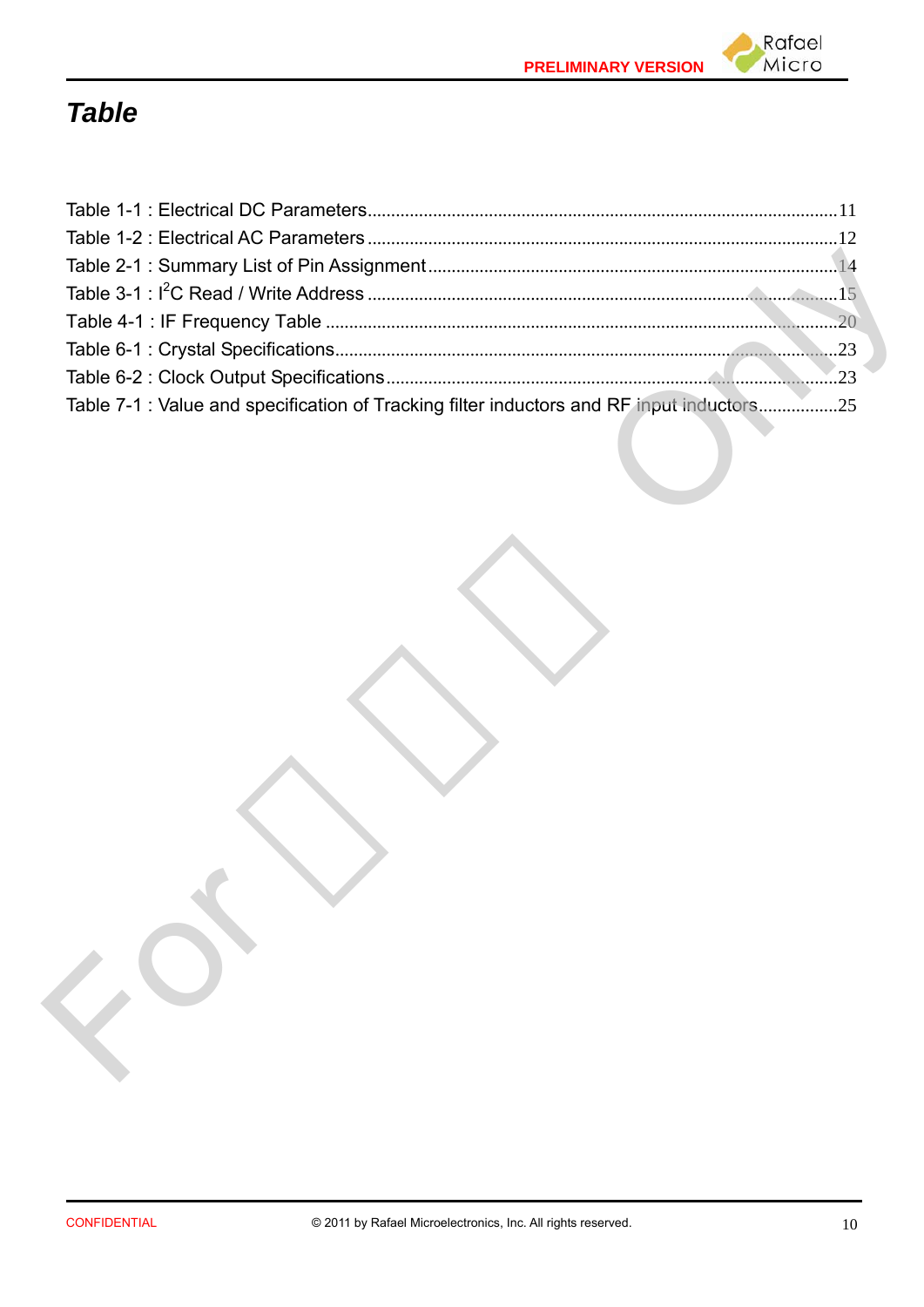# *Table*

Table 1-1 : Electrical DC Parameters........................................................................................11

Table 1-2 : Electrical AC Parameters........................................................................................12

Table 2-1 : Summary List of Pin Assignment..............................................................................14

Table 3-1 : I²C Read / Write Address.........................................................................................15

Table 4-1 : IF Frequency Table..................................................................................................20

Table 6-1 : Crystal Specifications...............................................................................................23

Table 6-2 : Clock Output Specifications......................................................................................23

Table 7-1 : Value and specification of Tracking filter inductors and RF input inductors.................25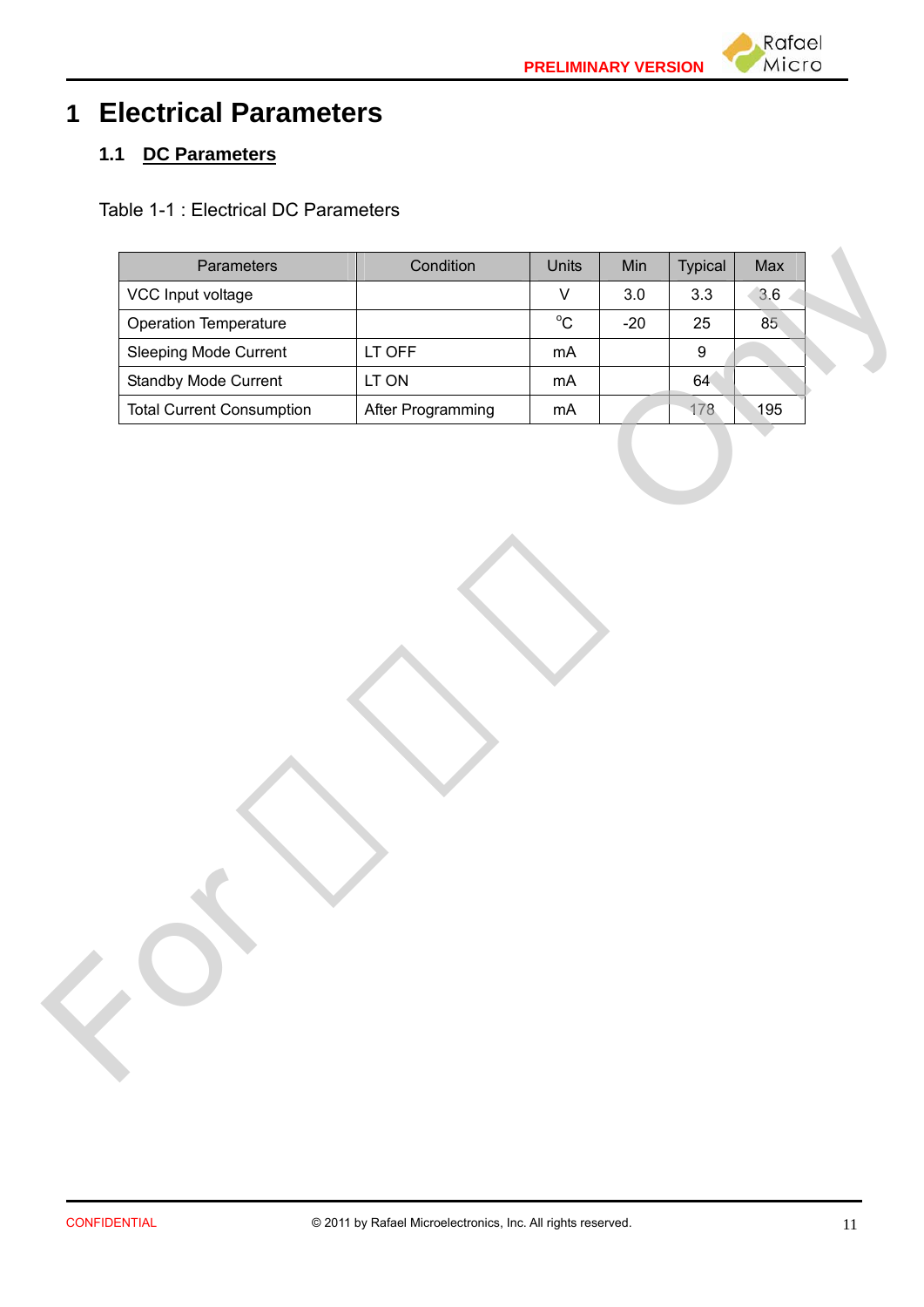# 1 Electrical Parameters

## 1.1 DC Parameters

Table 1-1 : Electrical DC Parameters

| Parameters | Condition | Units | Min | Typical | Max |
|---|---|---|---|---|---|
| VCC Input voltage | | V | 3.0 | 3.3 | 3.6 |
| Operation Temperature | | °C | -20 | 25 | 85 |
| Sleeping Mode Current | LT OFF | mA | | 9 | |
| Standby Mode Current | LT ON | mA | | 64 | |
| Total Current Consumption | After Programming | mA | | 178 | 195 |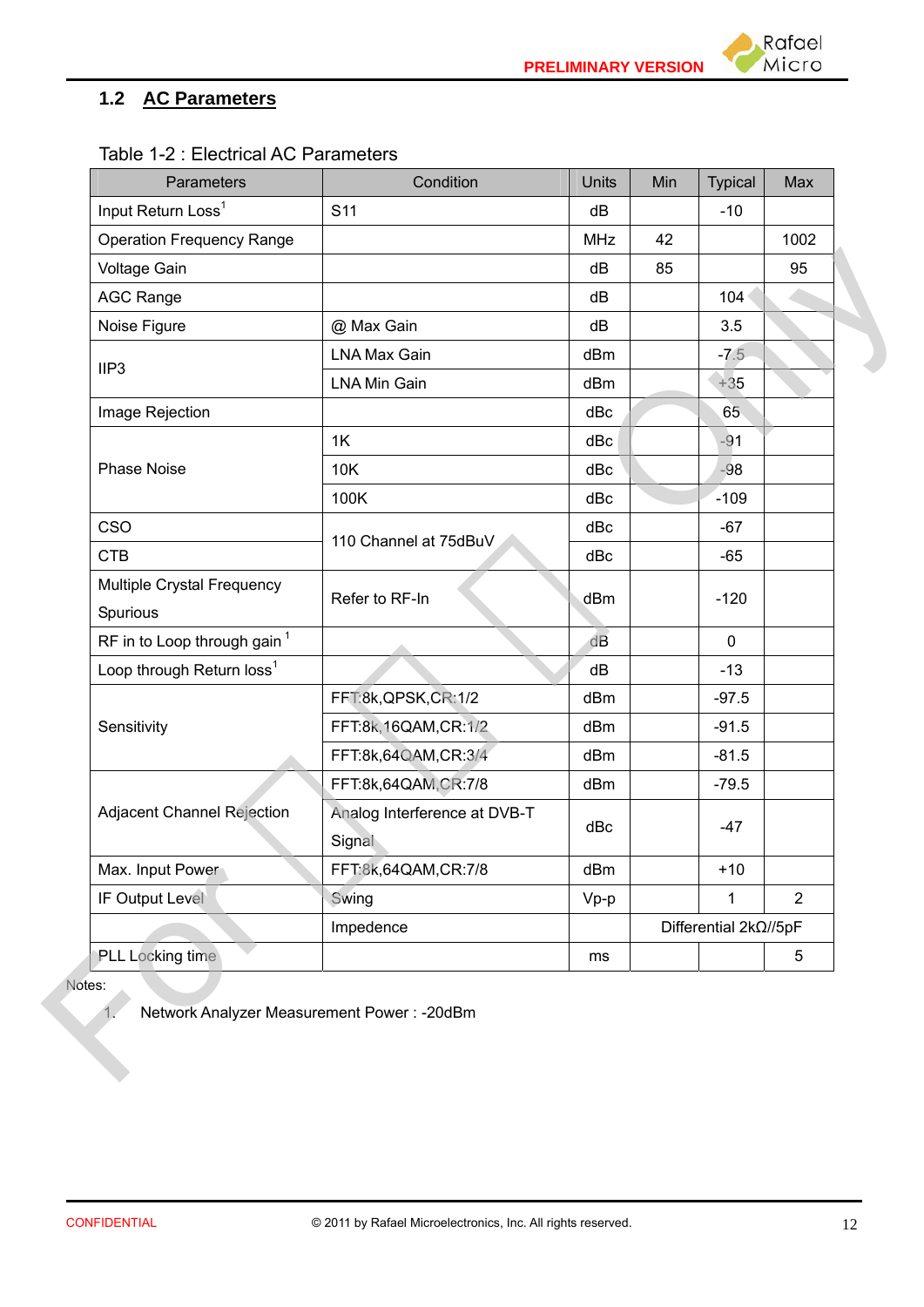## 1.2 AC Parameters

Table 1-2 : Electrical AC Parameters

| Parameters | Condition | Units | Min | Typical | Max |
|---|---|---|---|---|---|
| Input Return Loss[1] | S11 | dB | | -10 | |
| Operation Frequency Range | | MHz | 42 | | 1002 |
| Voltage Gain | | dB | 85 | | 95 |
| AGC Range | | dB | | 104 | |
| Noise Figure | @ Max Gain | dB | | 3.5 | |
| IIP3 | LNA Max Gain | dBm | | -7.5 | |
| | LNA Min Gain | dBm | | +35 | |
| Image Rejection | | dBc | | 65 | |
| Phase Noise | 1K | dBc | | -91 | |
| | 10K | dBc | | -98 | |
| | 100K | dBc | | -109 | |
| CSO | 110 Channel at 75dBuV | dBc | | -67 | |
| CTB | | dBc | | -65 | |
| Multiple Crystal Frequency Spurious | Refer to RF-In | dBm | | -120 | |
| RF in to Loop through gain [1] | | dB | | 0 | |
| Loop through Return loss[1] | | dB | | -13 | |
| Sensitivity | FFT:8k,QPSK,CR:1/2 | dBm | | -97.5 | |
| | FFT:8k,16QAM,CR:1/2 | dBm | | -91.5 | |
| | FFT:8k,64QAM,CR:3/4 | dBm | | -81.5 | |
| Adjacent Channel Rejection | FFT:8k,64QAM,CR:7/8 | dBm | | -79.5 | |
| | Analog Interference at DVB-T Signal | dBc | | -47 | |
| Max. Input Power | FFT:8k,64QAM,CR:7/8 | dBm | | +10 | |
| IF Output Level | Swing | Vp-p | | 1 | 2 |
| | Impedence | | Differential 2kΩ//5pF | | |
| PLL Locking time | | ms | | | 5 |

Notes:

1. Network Analyzer Measurement Power : -20dBm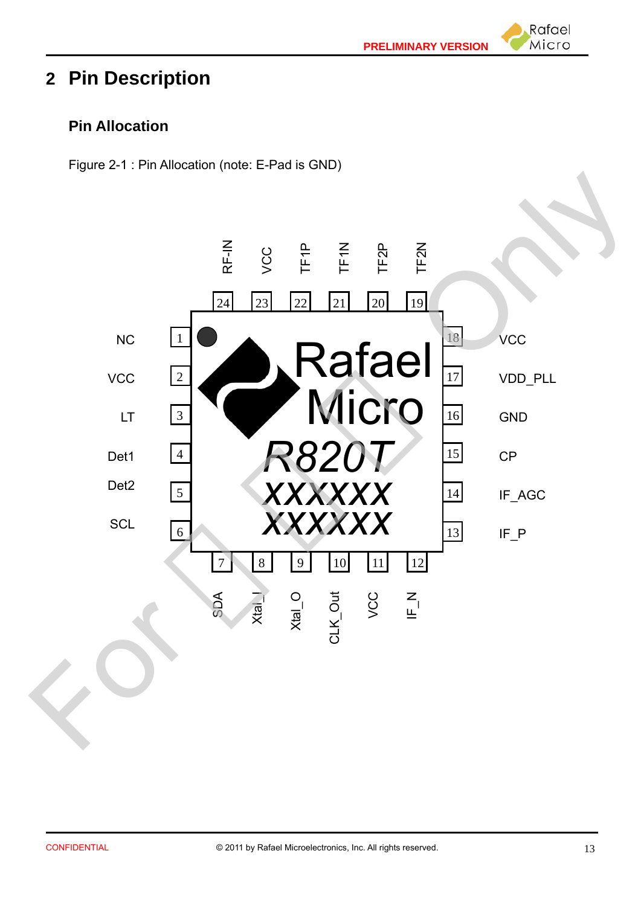# 2 Pin Description

### Pin Allocation

Figure 2-1 : Pin Allocation (note: E-Pad is GND)

| Pin | Name |
|---|---|
| 1 | NC |
| 2 | VCC |
| 3 | LT |
| 4 | Det1 |
| 5 | Det2 |
| 6 | SCL |
| 7 | SDA |
| 8 | Xtal_I |
| 9 | Xtal_O |
| 10 | CLK_Out |
| 11 | VCC |
| 12 | IF_N |
| 13 | IF_P |
| 14 | IF_AGC |
| 15 | CP |
| 16 | GND |
| 17 | VDD_PLL |
| 18 | VCC |
| 19 | TF2N |
| 20 | TF2P |
| 21 | TF1N |
| 22 | TF1P |
| 23 | VCC |
| 24 | RF-IN |

Rafael Micro R820T XXXXXX XXXXXX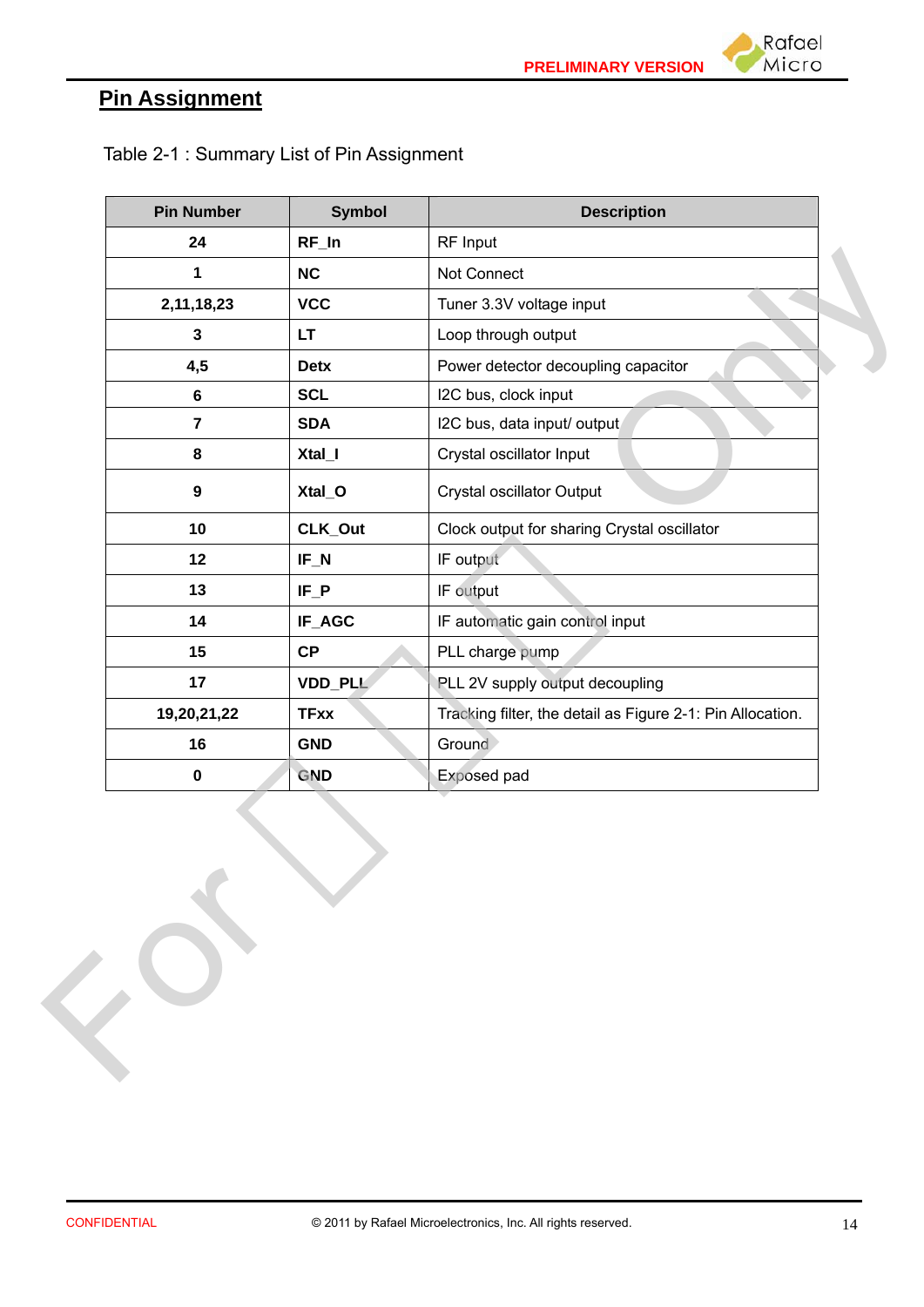## Pin Assignment

Table 2-1 : Summary List of Pin Assignment

| Pin Number | Symbol | Description |
|---|---|---|
| 24 | RF_In | RF Input |
| 1 | NC | Not Connect |
| 2,11,18,23 | VCC | Tuner 3.3V voltage input |
| 3 | LT | Loop through output |
| 4,5 | Detx | Power detector decoupling capacitor |
| 6 | SCL | I2C bus, clock input |
| 7 | SDA | I2C bus, data input/ output |
| 8 | Xtal_I | Crystal oscillator Input |
| 9 | Xtal_O | Crystal oscillator Output |
| 10 | CLK_Out | Clock output for sharing Crystal oscillator |
| 12 | IF_N | IF output |
| 13 | IF_P | IF output |
| 14 | IF_AGC | IF automatic gain control input |
| 15 | CP | PLL charge pump |
| 17 | VDD_PLL | PLL 2V supply output decoupling |
| 19,20,21,22 | TFxx | Tracking filter, the detail as Figure 2-1: Pin Allocation. |
| 16 | GND | Ground |
| 0 | GND | Exposed pad |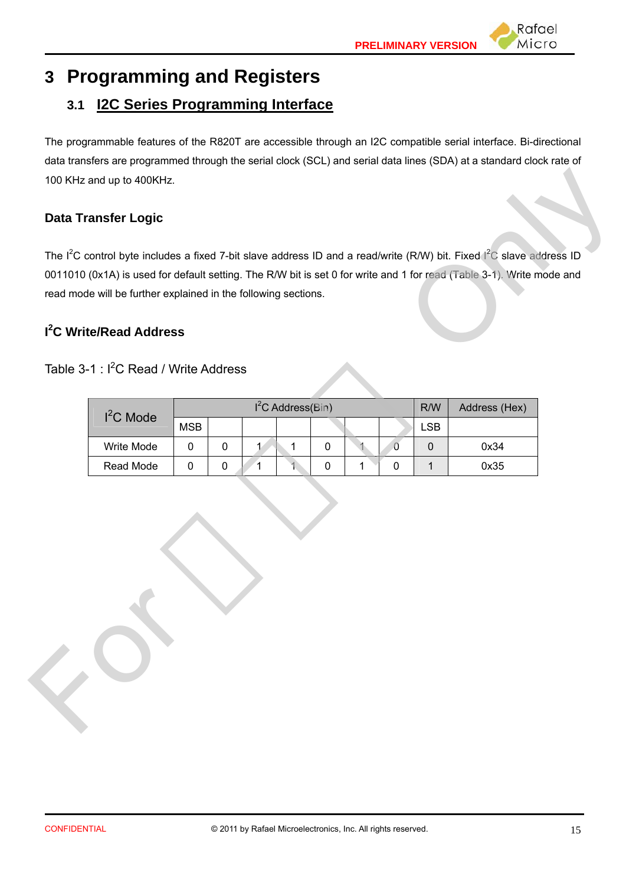# 3 Programming and Registers

## 3.1 I2C Series Programming Interface

The programmable features of the R820T are accessible through an I2C compatible serial interface. Bi-directional data transfers are programmed through the serial clock (SCL) and serial data lines (SDA) at a standard clock rate of 100 KHz and up to 400KHz.

### Data Transfer Logic

The $I^2C$ control byte includes a fixed 7-bit slave address ID and a read/write (R/W) bit. Fixed $I^2C$ slave address ID 0011010 (0x1A) is used for default setting. The R/W bit is set 0 for write and 1 for read (Table 3-1). Write mode and read mode will be further explained in the following sections.

### $I^2C$ Write/Read Address

Table 3-1 : $I^2C$ Read / Write Address

| $I^2C$ Mode | $I^2C$ Address(Bin) | | | | | | | R/W | Address (Hex) |
|---|---|---|---|---|---|---|---|---|---|
| | MSB | | | | | | | LSB | |
| Write Mode | 0 | 0 | 1 | 1 | 0 | 1 | 0 | 0 | 0x34 |
| Read Mode | 0 | 0 | 1 | 1 | 0 | 1 | 0 | 1 | 0x35 |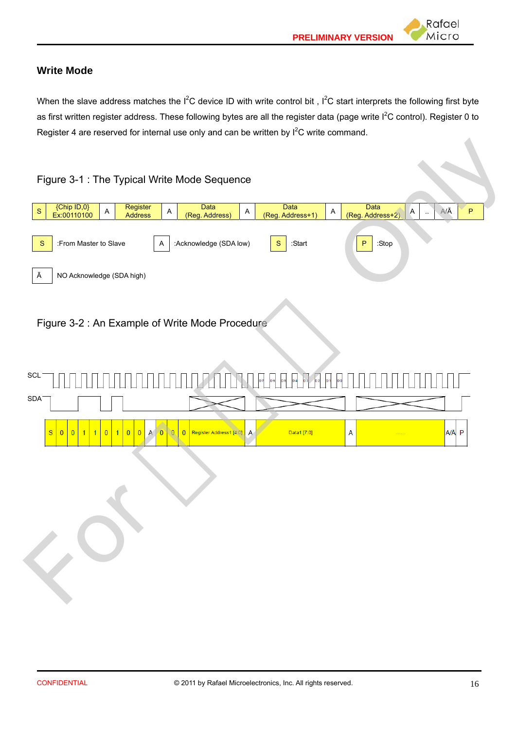## Write Mode

When the slave address matches the I$^2$C device ID with write control bit , I$^2$C start interprets the following first byte as first written register address. These following bytes are all the register data (page write I$^2$C control). Register 0 to Register 4 are reserved for internal use only and can be written by I$^2$C write command.

Figure 3-1 : The Typical Write Mode Sequence

| S | {Chip ID,0} Ex:00110100 | A | Register Address | A | Data (Reg. Address) | A | Data (Reg. Address+1) | A | Data (Reg. Address+2) | A | .. | A/Ā | P |
|---|---|---|---|---|---|---|---|---|---|---|---|---|---|

S :From Master to Slave    A :Acknowledge (SDA low)    S :Start    P :Stop

Ā NO Acknowledge (SDA high)

Figure 3-2 : An Example of Write Mode Procedure

| S | 0 | 0 | 1 | 1 | 0 | 1 | 0 | 0 | A | 0 | 0 | 0 | Register Address1 [4:0] | A | Data1 [7:0] | A | ...... | A/Ā | P |
|---|---|---|---|---|---|---|---|---|---|---|---|---|---|---|---|---|---|---|---|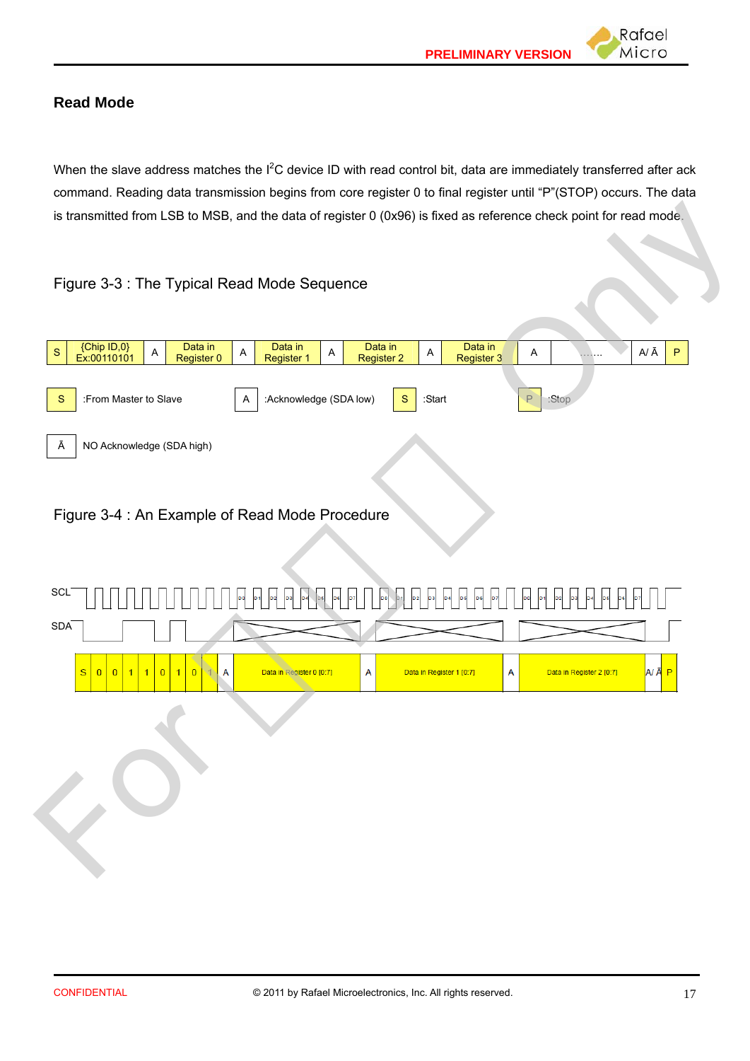## Read Mode

When the slave address matches the I$^2$C device ID with read control bit, data are immediately transferred after ack command. Reading data transmission begins from core register 0 to final register until "P"(STOP) occurs. The data is transmitted from LSB to MSB, and the data of register 0 (0x96) is fixed as reference check point for read mode.

Figure 3-3 : The Typical Read Mode Sequence

| S | {Chip ID,0} Ex:00110101 | A | Data in Register 0 | A | Data in Register 1 | A | Data in Register 2 | A | Data in Register 3 | A | ……. | A/ Ā | P |
|---|---|---|---|---|---|---|---|---|---|---|---|---|---|

| S | :From Master to Slave | A | :Acknowledge (SDA low) | S | :Start | P | :Stop |
|---|---|---|---|---|---|---|---|

| Ā | NO Acknowledge (SDA high) |
|---|---|

Figure 3-4 : An Example of Read Mode Procedure

| S | 0 | 0 | 1 | 1 | 0 | 1 | 0 | 1 | A | Data in Register 0 [0:7] | A | Data in Register 1 [0:7] | A | Data in Register 2 [0:7] | A/ Ā | P |
|---|---|---|---|---|---|---|---|---|---|---|---|---|---|---|---|---|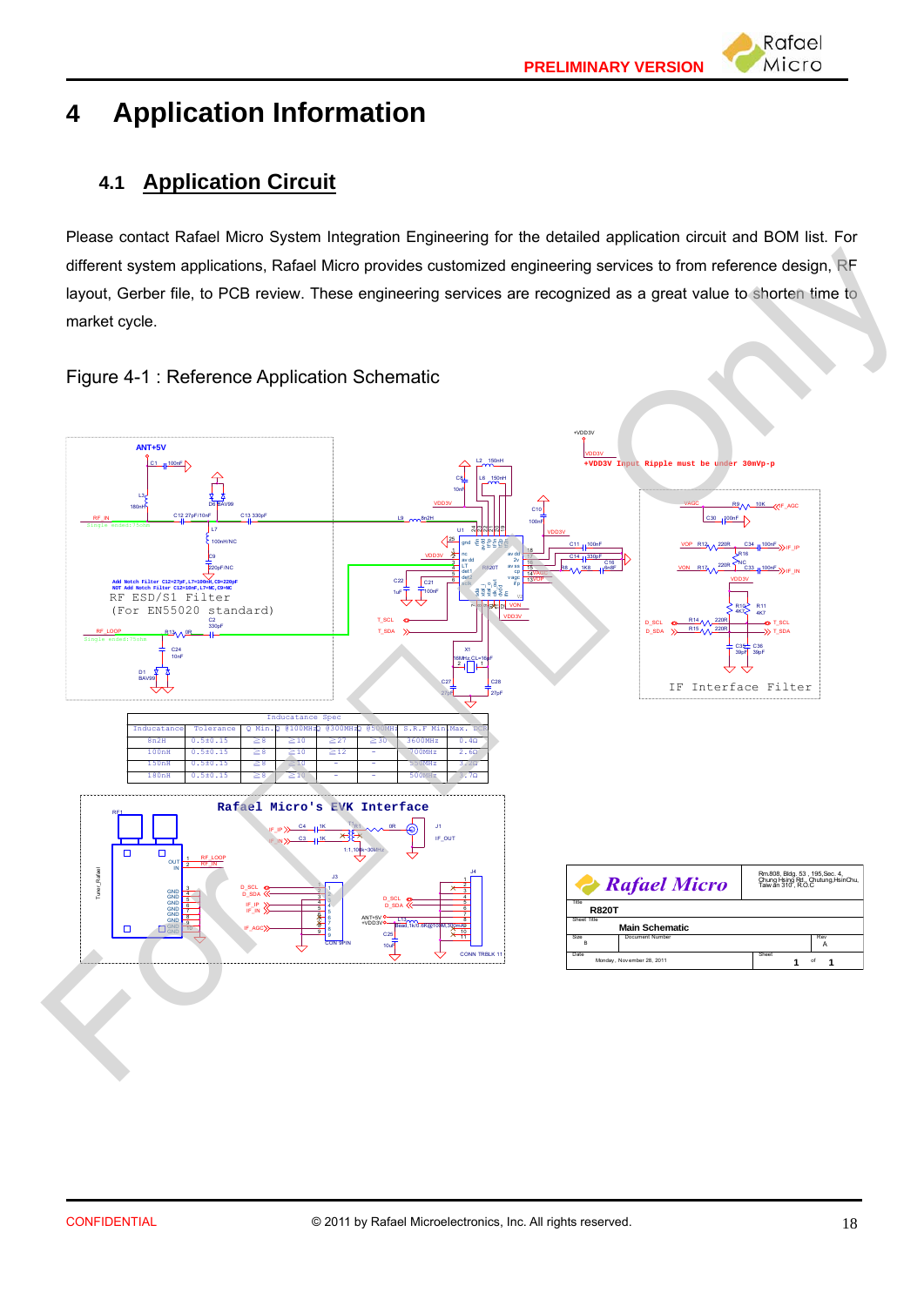# 4 Application Information

## 4.1 Application Circuit

Please contact Rafael Micro System Integration Engineering for the detailed application circuit and BOM list. For different system applications, Rafael Micro provides customized engineering services to from reference design, RF layout, Gerber file, to PCB review. These engineering services are recognized as a great value to shorten time to market cycle.

Figure 4-1 : Reference Application Schematic

| Inducatance Spec | | | | | | | |
|---|---|---|---|---|---|---|---|
| Inducatance | Tolerance | Q Min. | @100MHz | @300MHz | @500MHz | S.R.F Min. | Max. DCR |
| 8n2H | 0.5±0.15 | ≧8 | ≧10 | ≧27 | ≧30 | 3600MHz | 0.4Ω |
| 100nH | 0.5±0.15 | ≧8 | ≧10 | ≧12 | - | 700MHz | 2.6Ω |
| 150nH | 0.5±0.15 | ≧8 | ≧10 | - | - | 550MHz | 3.2Ω |
| 180nH | 0.5±0.15 | ≧8 | ≧10 | - | - | 500MHz | 3.7Ω |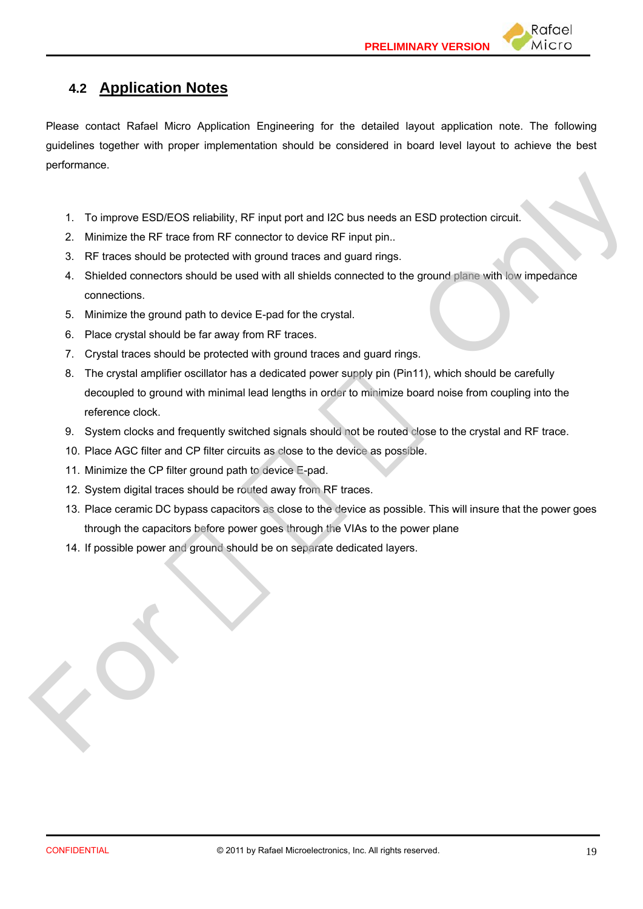## 4.2 Application Notes

Please contact Rafael Micro Application Engineering for the detailed layout application note. The following guidelines together with proper implementation should be considered in board level layout to achieve the best performance.

1. To improve ESD/EOS reliability, RF input port and I2C bus needs an ESD protection circuit.
2. Minimize the RF trace from RF connector to device RF input pin..
3. RF traces should be protected with ground traces and guard rings.
4. Shielded connectors should be used with all shields connected to the ground plane with low impedance connections.
5. Minimize the ground path to device E-pad for the crystal.
6. Place crystal should be far away from RF traces.
7. Crystal traces should be protected with ground traces and guard rings.
8. The crystal amplifier oscillator has a dedicated power supply pin (Pin11), which should be carefully decoupled to ground with minimal lead lengths in order to minimize board noise from coupling into the reference clock.
9. System clocks and frequently switched signals should not be routed close to the crystal and RF trace.
10. Place AGC filter and CP filter circuits as close to the device as possible.
11. Minimize the CP filter ground path to device E-pad.
12. System digital traces should be routed away from RF traces.
13. Place ceramic DC bypass capacitors as close to the device as possible. This will insure that the power goes through the capacitors before power goes through the VIAs to the power plane
14. If possible power and ground should be on separate dedicated layers.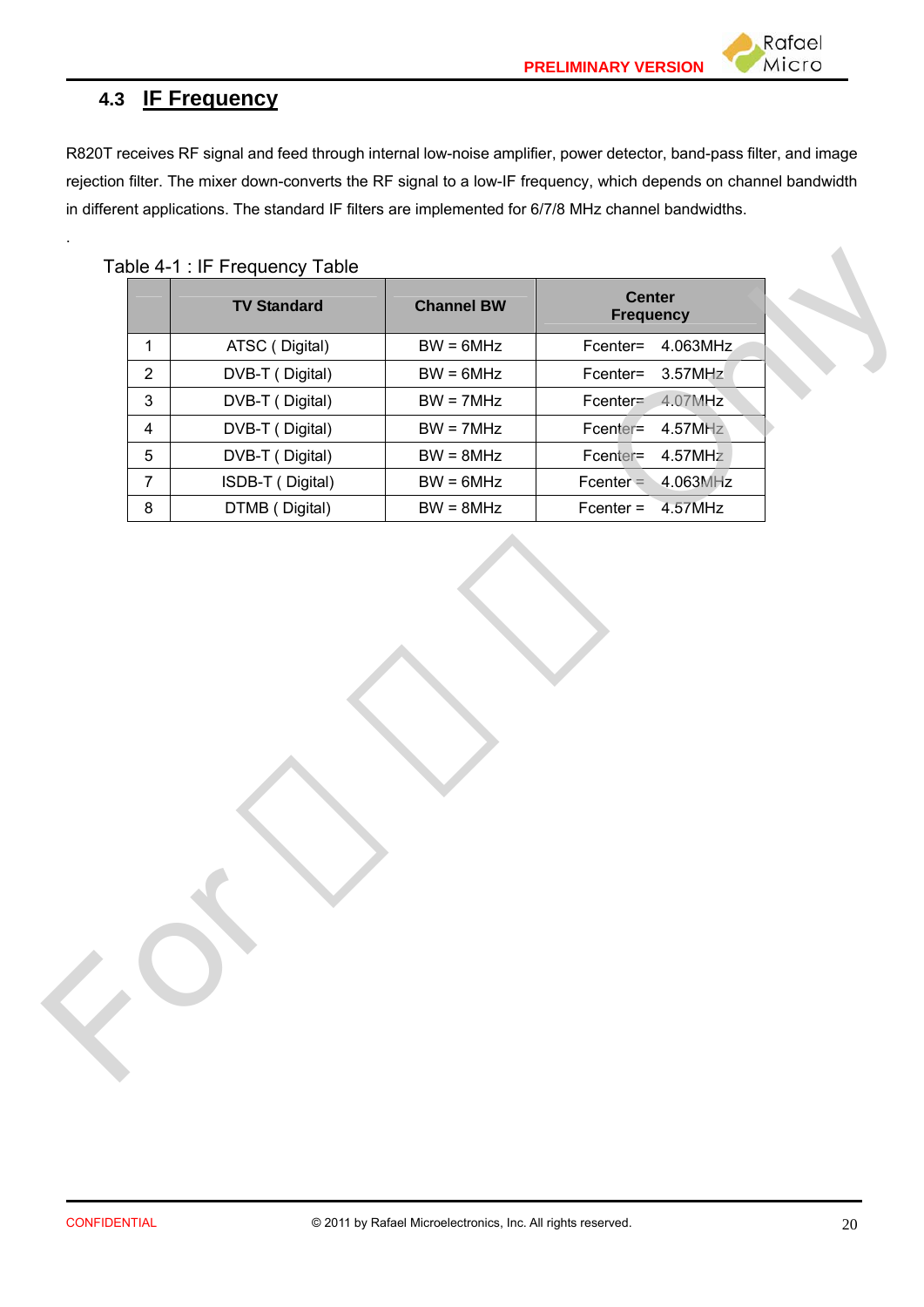## 4.3 IF Frequency

R820T receives RF signal and feed through internal low-noise amplifier, power detector, band-pass filter, and image rejection filter. The mixer down-converts the RF signal to a low-IF frequency, which depends on channel bandwidth in different applications. The standard IF filters are implemented for 6/7/8 MHz channel bandwidths.

.

Table 4-1 : IF Frequency Table

| | TV Standard | Channel BW | Center Frequency |
|---|---|---|---|
| 1 | ATSC ( Digital) | BW = 6MHz | Fcenter= 4.063MHz |
| 2 | DVB-T ( Digital) | BW = 6MHz | Fcenter= 3.57MHz |
| 3 | DVB-T ( Digital) | BW = 7MHz | Fcenter= 4.07MHz |
| 4 | DVB-T ( Digital) | BW = 7MHz | Fcenter= 4.57MHz |
| 5 | DVB-T ( Digital) | BW = 8MHz | Fcenter= 4.57MHz |
| 7 | ISDB-T ( Digital) | BW = 6MHz | Fcenter = 4.063MHz |
| 8 | DTMB ( Digital) | BW = 8MHz | Fcenter = 4.57MHz |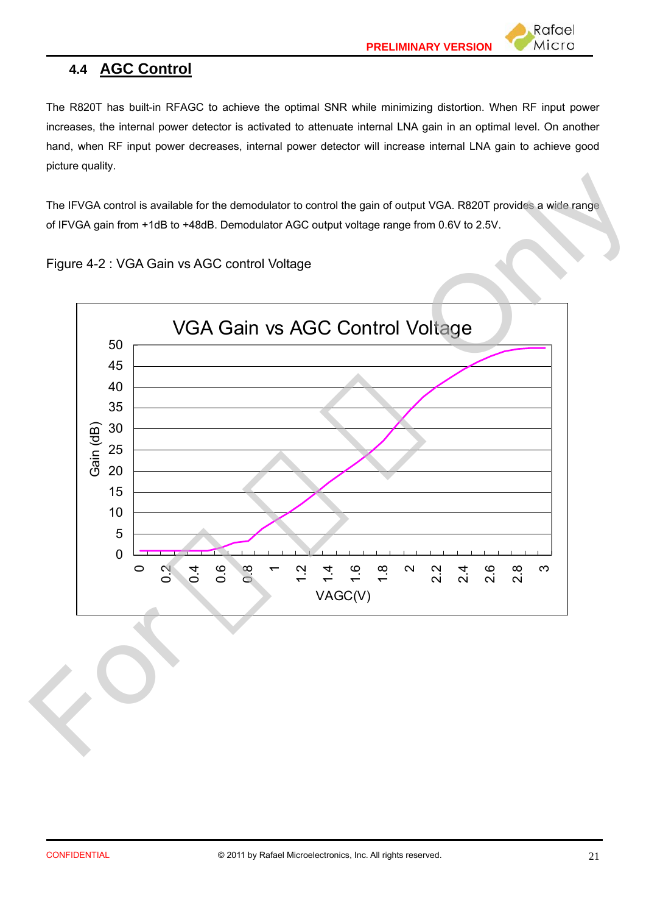## 4.4 AGC Control

The R820T has built-in RFAGC to achieve the optimal SNR while minimizing distortion. When RF input power increases, the internal power detector is activated to attenuate internal LNA gain in an optimal level. On another hand, when RF input power decreases, internal power detector will increase internal LNA gain to achieve good picture quality.

The IFVGA control is available for the demodulator to control the gain of output VGA. R820T provides a wide range of IFVGA gain from +1dB to +48dB. Demodulator AGC output voltage range from 0.6V to 2.5V.

Figure 4-2 : VGA Gain vs AGC control Voltage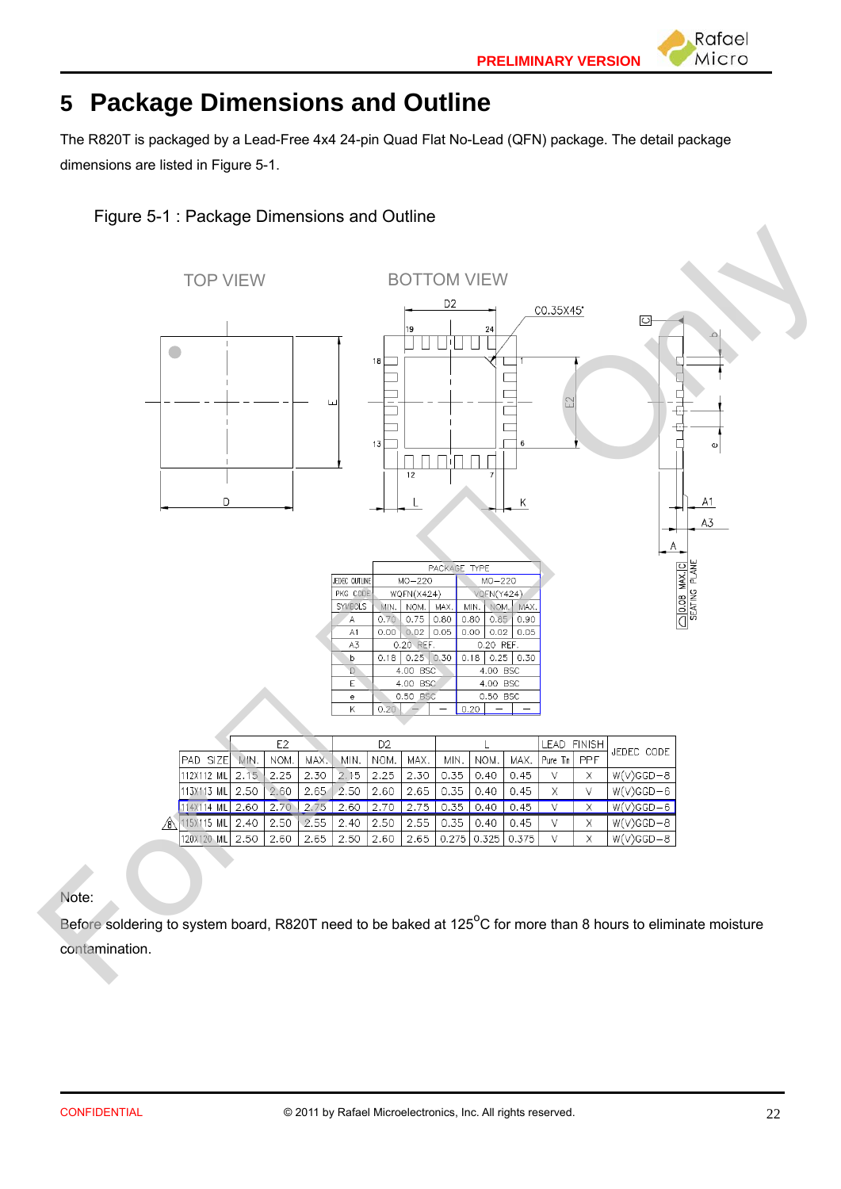# 5 Package Dimensions and Outline

The R820T is packaged by a Lead-Free 4x4 24-pin Quad Flat No-Lead (QFN) package. The detail package dimensions are listed in Figure 5-1.

Figure 5-1 : Package Dimensions and Outline

| PACKAGE TYPE | | | | | | |
|---|---|---|---|---|---|---|
| JEDEC OUTLINE | MO-220 | | | MO-220 | | |
| PKG CODE | WQFN(X424) | | | VQFN(Y424) | | |
| SYMBOLS | MIN. | NOM. | MAX. | MIN. | NOM. | MAX. |
| A | 0.70 | 0.75 | 0.80 | 0.80 | 0.85 | 0.90 |
| A1 | 0.00 | 0.02 | 0.05 | 0.00 | 0.02 | 0.05 |
| A3 | 0.20 REF. | | | 0.20 REF. | | |
| b | 0.18 | 0.25 | 0.30 | 0.18 | 0.25 | 0.30 |
| D | 4.00 BSC | | | 4.00 BSC | | |
| E | 4.00 BSC | | | 4.00 BSC | | |
| e | 0.50 BSC | | | 0.50 BSC | | |
| K | 0.20 | — | — | 0.20 | — | — |

| PAD SIZE | E2 MIN. | E2 NOM. | E2 MAX. | D2 MIN. | D2 NOM. | D2 MAX. | L MIN. | L NOM. | L MAX. | LEAD FINISH Pure Tin | LEAD FINISH PPF | JEDEC CODE |
|---|---|---|---|---|---|---|---|---|---|---|---|---|
| 112X112 MIL | 2.15 | 2.25 | 2.30 | 2.15 | 2.25 | 2.30 | 0.35 | 0.40 | 0.45 | V | X | W(V)GGD-8 |
| 113X113 MIL | 2.50 | 2.60 | 2.65 | 2.50 | 2.60 | 2.65 | 0.35 | 0.40 | 0.45 | X | V | W(V)GGD-6 |
| 114X114 MIL | 2.60 | 2.70 | 2.75 | 2.60 | 2.70 | 2.75 | 0.35 | 0.40 | 0.45 | V | X | W(V)GGD-6 |
| 115X115 MIL | 2.40 | 2.50 | 2.55 | 2.40 | 2.50 | 2.55 | 0.35 | 0.40 | 0.45 | V | X | W(V)GGD-8 |
| 120X120 MIL | 2.50 | 2.60 | 2.65 | 2.50 | 2.60 | 2.65 | 0.275 | 0.325 | 0.375 | V | X | W(V)GGD-8 |

Note:

Before soldering to system board, R820T need to be baked at 125°C for more than 8 hours to eliminate moisture contamination.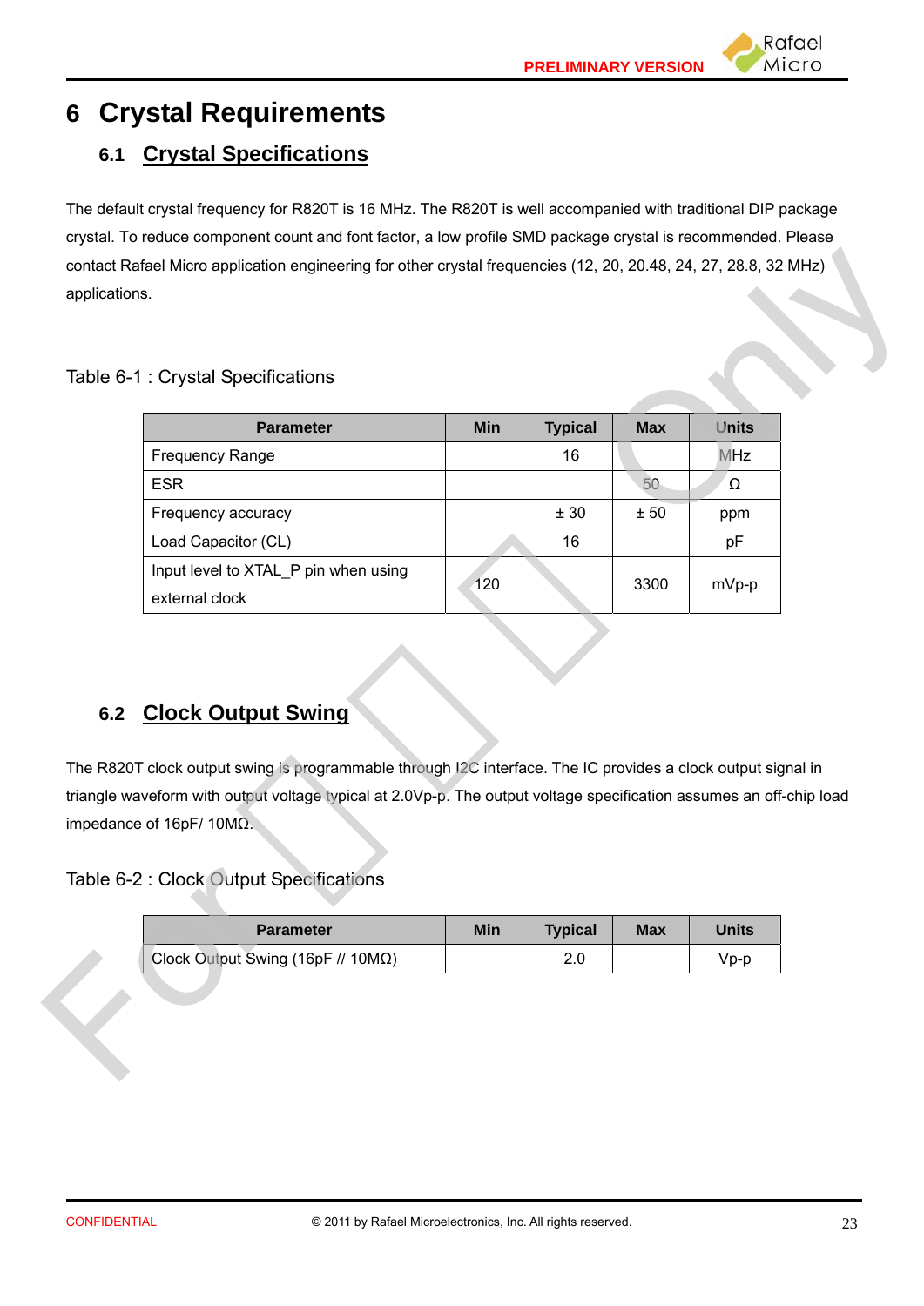# 6 Crystal Requirements

## 6.1 Crystal Specifications

The default crystal frequency for R820T is 16 MHz. The R820T is well accompanied with traditional DIP package crystal. To reduce component count and font factor, a low profile SMD package crystal is recommended. Please contact Rafael Micro application engineering for other crystal frequencies (12, 20, 20.48, 24, 27, 28.8, 32 MHz) applications.

Table 6-1 : Crystal Specifications

| Parameter | Min | Typical | Max | Units |
|---|---|---|---|---|
| Frequency Range | | 16 | | MHz |
| ESR | | | 50 | Ω |
| Frequency accuracy | | ± 30 | ± 50 | ppm |
| Load Capacitor (CL) | | 16 | | pF |
| Input level to XTAL_P pin when using external clock | 120 | | 3300 | mVp-p |

## 6.2 Clock Output Swing

The R820T clock output swing is programmable through I2C interface. The IC provides a clock output signal in triangle waveform with output voltage typical at 2.0Vp-p. The output voltage specification assumes an off-chip load impedance of 16pF/ 10MΩ.

Table 6-2 : Clock Output Specifications

| Parameter | Min | Typical | Max | Units |
|---|---|---|---|---|
| Clock Output Swing (16pF // 10MΩ) | | 2.0 | | Vp-p |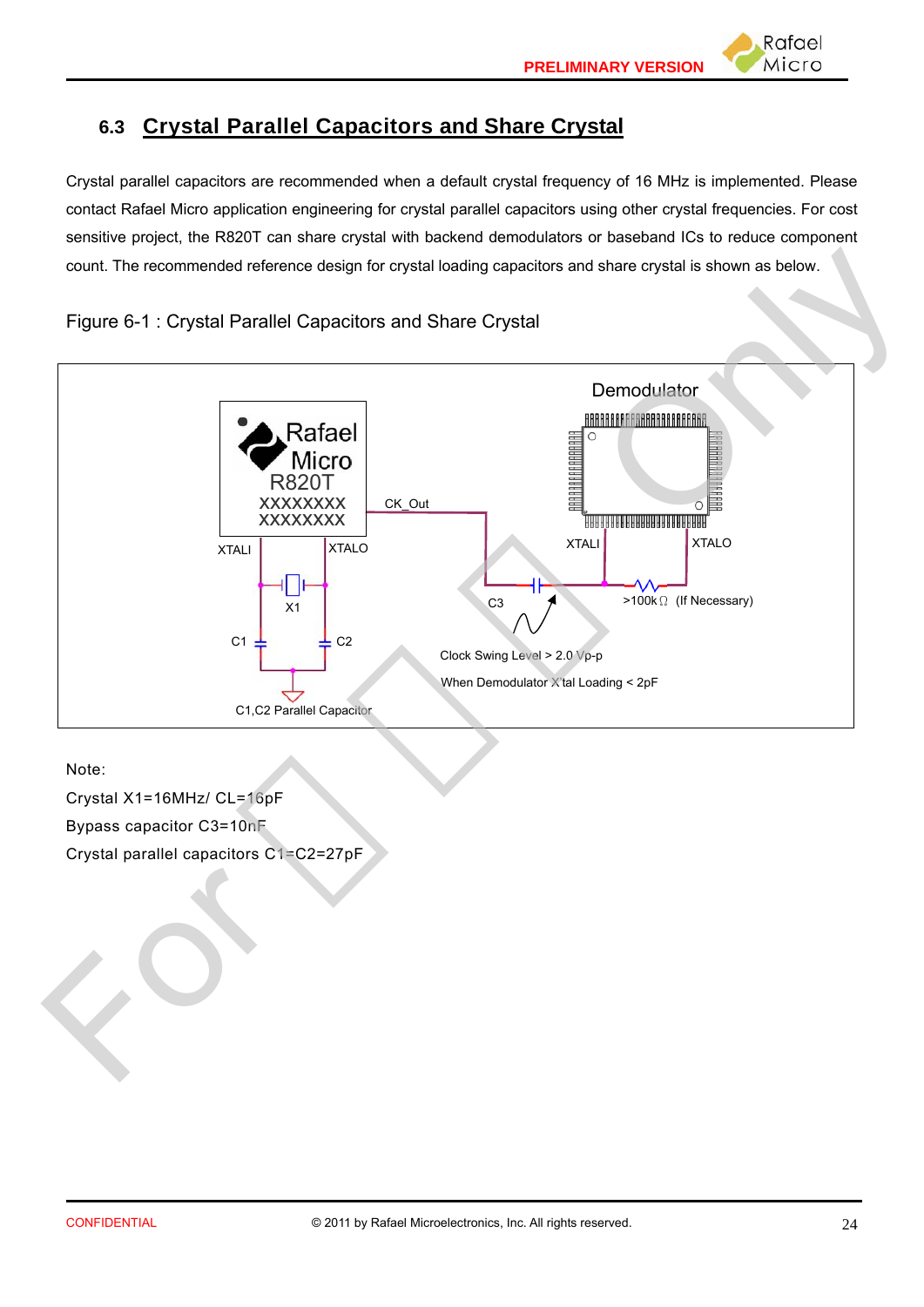## 6.3 Crystal Parallel Capacitors and Share Crystal

Crystal parallel capacitors are recommended when a default crystal frequency of 16 MHz is implemented. Please contact Rafael Micro application engineering for crystal parallel capacitors using other crystal frequencies. For cost sensitive project, the R820T can share crystal with backend demodulators or baseband ICs to reduce component count. The recommended reference design for crystal loading capacitors and share crystal is shown as below.

Figure 6-1 : Crystal Parallel Capacitors and Share Crystal

Demodulator

Rafael Micro R820T XXXXXXXX XXXXXXXX

CK_Out

XTALI XTALO

XTALI XTALO

X1

C3

>100kΩ (If Necessary)

C1 C2

Clock Swing Level > 2.0 Vp-p

When Demodulator X'tal Loading < 2pF

C1,C2 Parallel Capacitor

Note:

Crystal X1=16MHz/ CL=16pF

Bypass capacitor C3=10nF

Crystal parallel capacitors C1=C2=27pF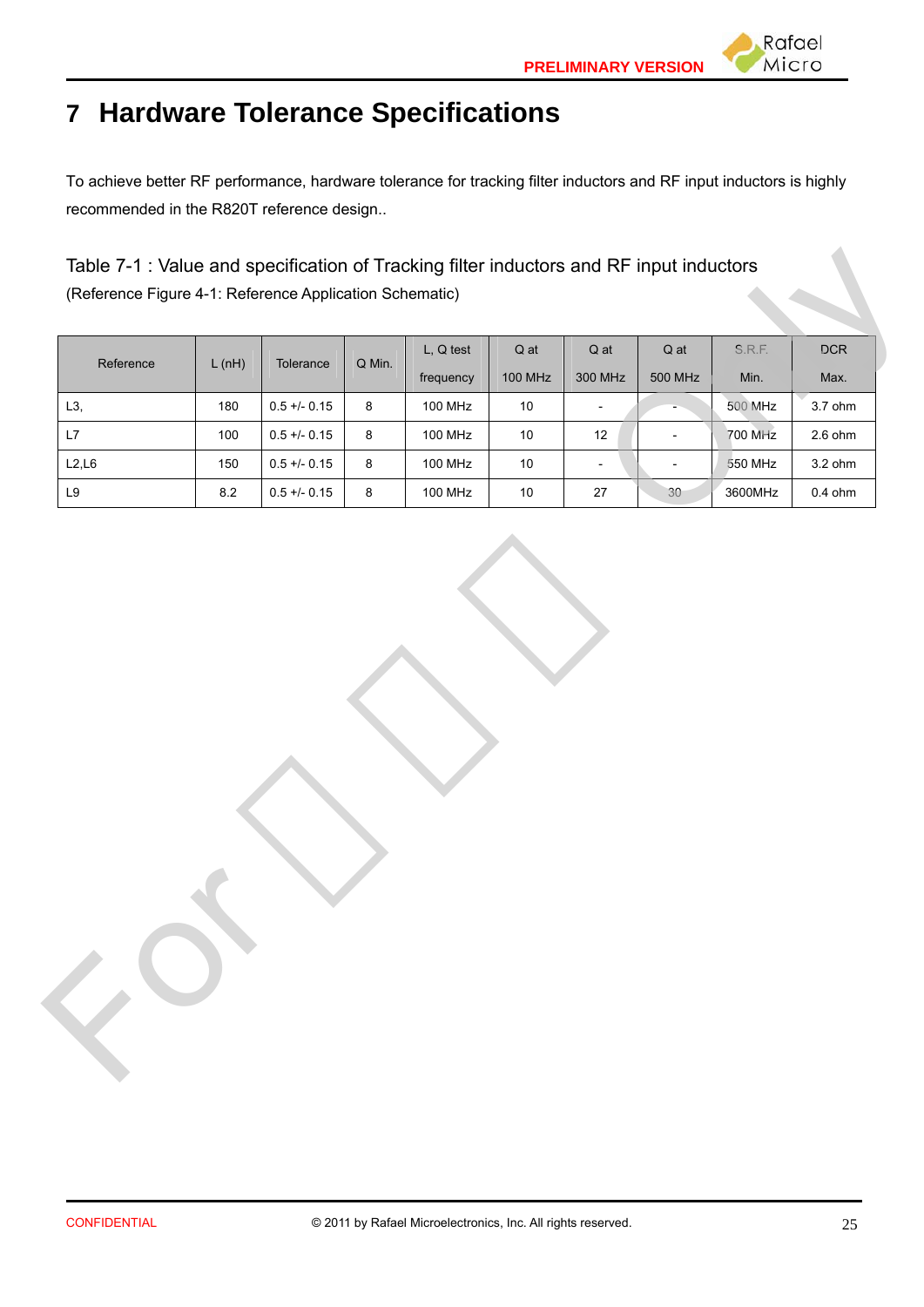# 7 Hardware Tolerance Specifications

To achieve better RF performance, hardware tolerance for tracking filter inductors and RF input inductors is highly recommended in the R820T reference design..

Table 7-1 : Value and specification of Tracking filter inductors and RF input inductors
(Reference Figure 4-1: Reference Application Schematic)

| Reference | L (nH) | Tolerance | Q Min. | L, Q test frequency | Q at 100 MHz | Q at 300 MHz | Q at 500 MHz | S.R.F. Min. | DCR Max. |
|---|---|---|---|---|---|---|---|---|---|
| L3, | 180 | 0.5 +/- 0.15 | 8 | 100 MHz | 10 | - | - | 500 MHz | 3.7 ohm |
| L7 | 100 | 0.5 +/- 0.15 | 8 | 100 MHz | 10 | 12 | - | 700 MHz | 2.6 ohm |
| L2,L6 | 150 | 0.5 +/- 0.15 | 8 | 100 MHz | 10 | - | - | 550 MHz | 3.2 ohm |
| L9 | 8.2 | 0.5 +/- 0.15 | 8 | 100 MHz | 10 | 27 | 30 | 3600MHz | 0.4 ohm |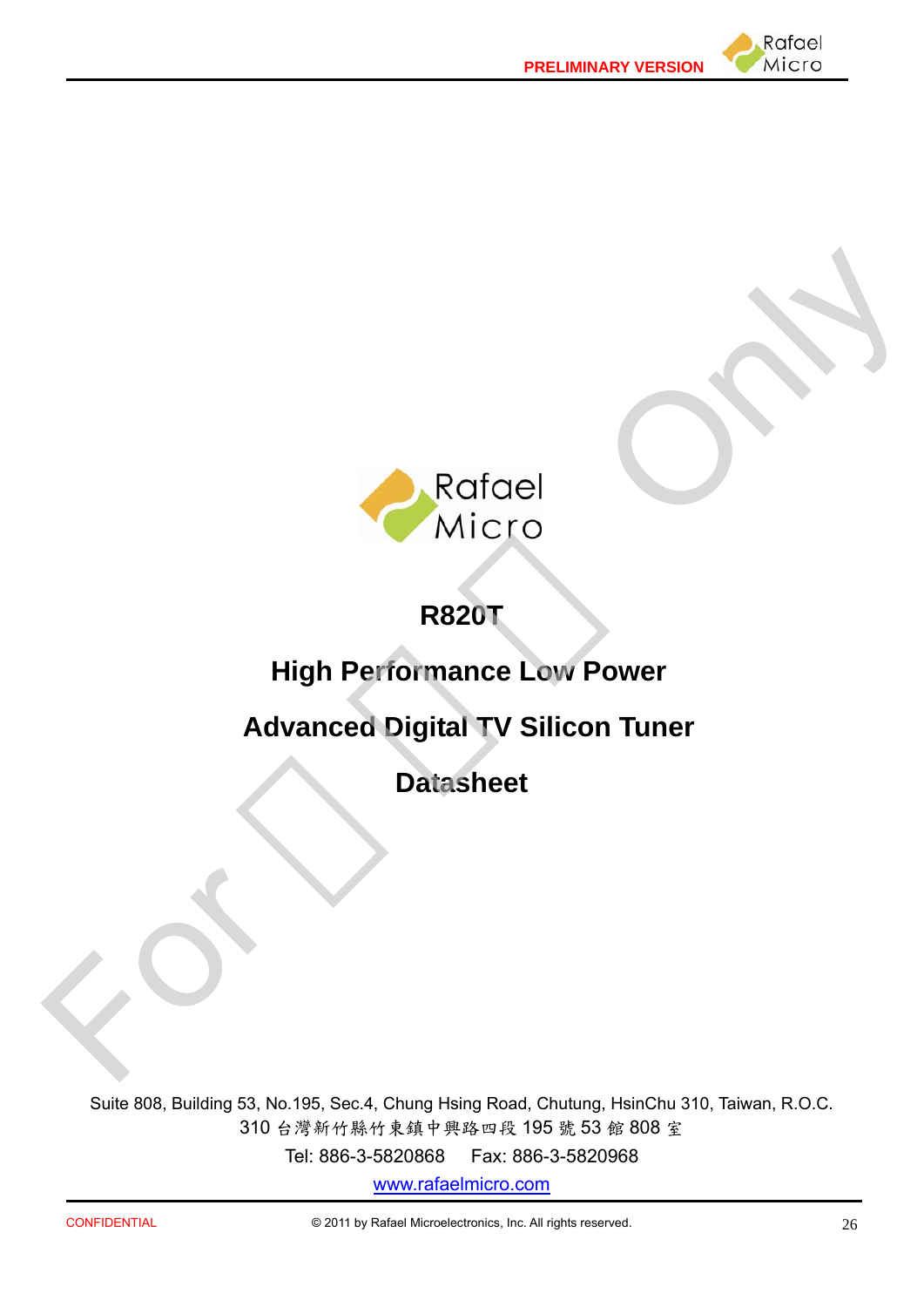Rafael Micro

**R820T**

**High Performance Low Power**

**Advanced Digital TV Silicon Tuner**

**Datasheet**

Suite 808, Building 53, No.195, Sec.4, Chung Hsing Road, Chutung, HsinChu 310, Taiwan, R.O.C.

310 台灣新竹縣竹東鎮中興路四段 195 號 53 館 808 室

Tel: 886-3-5820868 Fax: 886-3-5820968

www.rafaelmicro.com